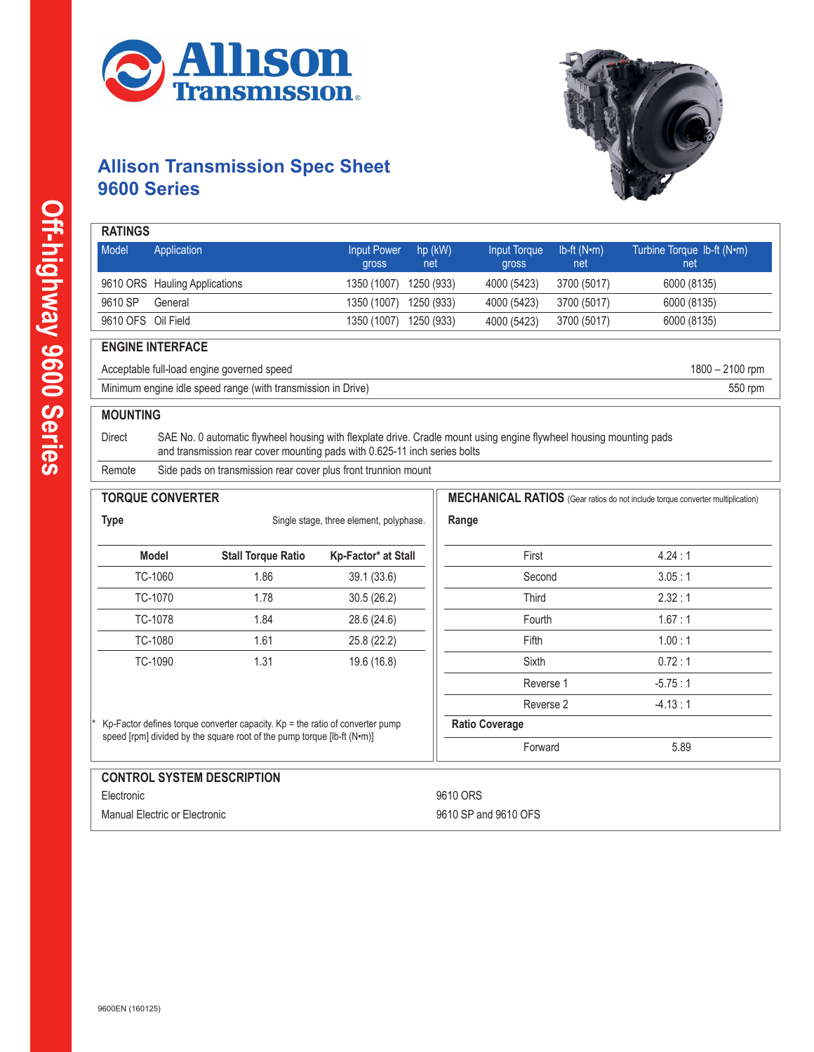# Allison Transmission Spec Sheet
## 9600 Series

Off-highway 9600 Series

### RATINGS

| Model | Application | Input Power hp (kW) gross | hp (kW) net | Input Torque lb-ft (N•m) gross | lb-ft (N•m) net | Turbine Torque lb-ft (N•m) net |
|---|---|---|---|---|---|---|
| 9610 ORS | Hauling Applications | 1350 (1007) | 1250 (933) | 4000 (5423) | 3700 (5017) | 6000 (8135) |
| 9610 SP | General | 1350 (1007) | 1250 (933) | 4000 (5423) | 3700 (5017) | 6000 (8135) |
| 9610 OFS | Oil Field | 1350 (1007) | 1250 (933) | 4000 (5423) | 3700 (5017) | 6000 (8135) |

### ENGINE INTERFACE

| | |
|---|---|
| Acceptable full-load engine governed speed | 1800 – 2100 rpm |
| Minimum engine idle speed range (with transmission in Drive) | 550 rpm |

### MOUNTING

| | |
|---|---|
| Direct | SAE No. 0 automatic flywheel housing with flexplate drive. Cradle mount using engine flywheel housing mounting pads and transmission rear cover mounting pads with 0.625-11 inch series bolts |
| Remote | Side pads on transmission rear cover plus front trunnion mount |

### TORQUE CONVERTER

**Type** Single stage, three element, polyphase.

| Model | Stall Torque Ratio | Kp-Factor* at Stall |
|---|---|---|
| TC-1060 | 1.86 | 39.1 (33.6) |
| TC-1070 | 1.78 | 30.5 (26.2) |
| TC-1078 | 1.84 | 28.6 (24.6) |
| TC-1080 | 1.61 | 25.8 (22.2) |
| TC-1090 | 1.31 | 19.6 (16.8) |

\* Kp-Factor defines torque converter capacity. Kp = the ratio of converter pump speed [rpm] divided by the square root of the pump torque [lb-ft (N•m)]

### MECHANICAL RATIOS (Gear ratios do not include torque converter multiplication)

**Range**

| | |
|---|---|
| First | 4.24 : 1 |
| Second | 3.05 : 1 |
| Third | 2.32 : 1 |
| Fourth | 1.67 : 1 |
| Fifth | 1.00 : 1 |
| Sixth | 0.72 : 1 |
| Reverse 1 | -5.75 : 1 |
| Reverse 2 | -4.13 : 1 |

**Ratio Coverage**

| | |
|---|---|
| Forward | 5.89 |

### CONTROL SYSTEM DESCRIPTION

| | |
|---|---|
| Electronic | 9610 ORS |
| Manual Electric or Electronic | 9610 SP and 9610 OFS |

9600EN (160125)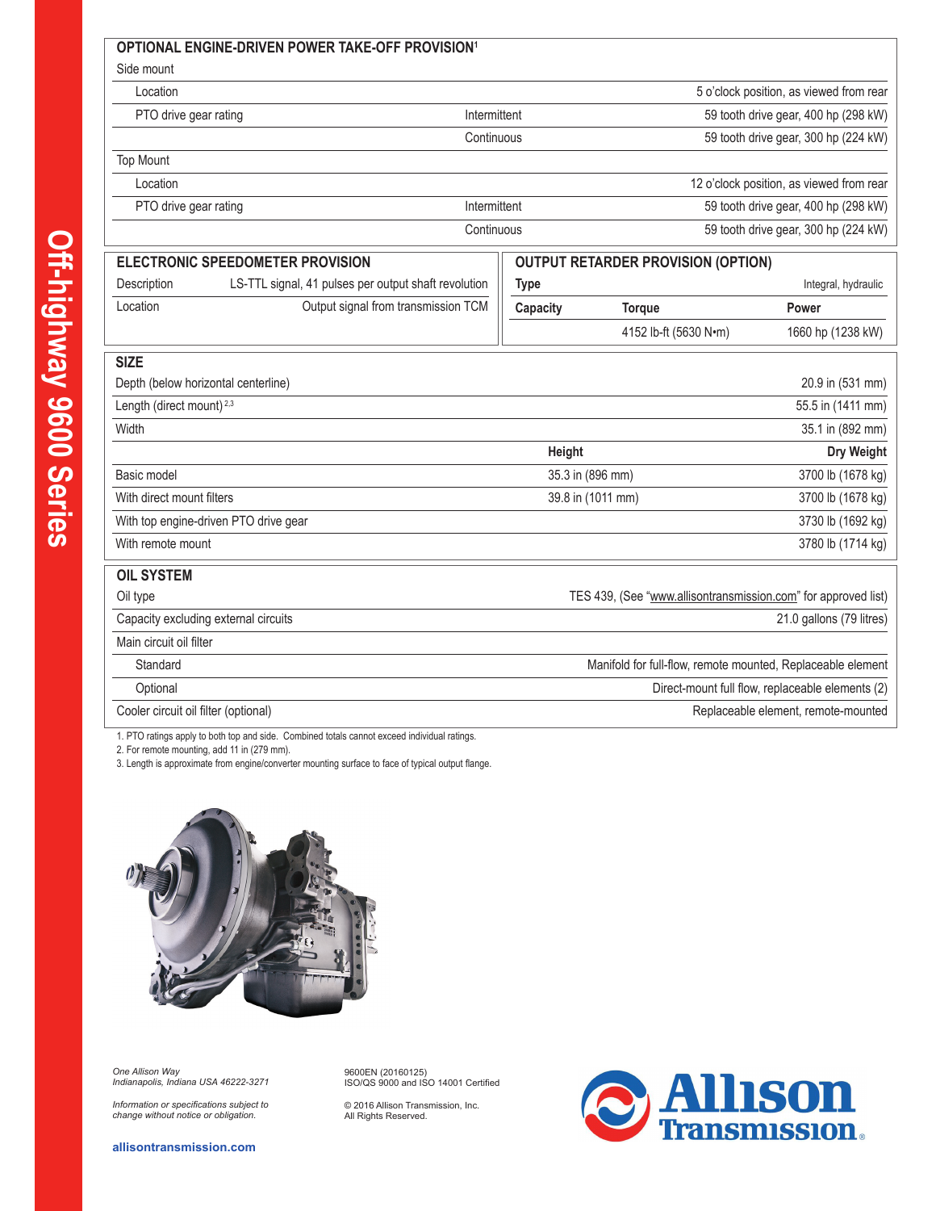## OPTIONAL ENGINE-DRIVEN POWER TAKE-OFF PROVISION[1]

| | | |
|---|---|---|
| **Side mount** | | |
| Location | | 5 o'clock position, as viewed from rear |
| PTO drive gear rating | Intermittent | 59 tooth drive gear, 400 hp (298 kW) |
| | Continuous | 59 tooth drive gear, 300 hp (224 kW) |
| **Top Mount** | | |
| Location | | 12 o'clock position, as viewed from rear |
| PTO drive gear rating | Intermittent | 59 tooth drive gear, 400 hp (298 kW) |
| | Continuous | 59 tooth drive gear, 300 hp (224 kW) |

## ELECTRONIC SPEEDOMETER PROVISION

| | |
|---|---|
| Description | LS-TTL signal, 41 pulses per output shaft revolution |
| Location | Output signal from transmission TCM |

## OUTPUT RETARDER PROVISION (OPTION)

| | | |
|---|---|---|
| **Type** | | Integral, hydraulic |
| **Capacity** | **Torque** | **Power** |
| | 4152 lb-ft (5630 N•m) | 1660 hp (1238 kW) |

## SIZE

| | | |
|---|---|---|
| Depth (below horizontal centerline) | | 20.9 in (531 mm) |
| Length (direct mount)[2,3] | | 55.5 in (1411 mm) |
| Width | | 35.1 in (892 mm) |
| | **Height** | **Dry Weight** |
| Basic model | 35.3 in (896 mm) | 3700 lb (1678 kg) |
| With direct mount filters | 39.8 in (1011 mm) | 3700 lb (1678 kg) |
| With top engine-driven PTO drive gear | | 3730 lb (1692 kg) |
| With remote mount | | 3780 lb (1714 kg) |

## OIL SYSTEM

| | |
|---|---|
| Oil type | TES 439, (See "www.allisontransmission.com" for approved list) |
| Capacity excluding external circuits | 21.0 gallons (79 litres) |
| Main circuit oil filter | |
| Standard | Manifold for full-flow, remote mounted, Replaceable element |
| Optional | Direct-mount full flow, replaceable elements (2) |
| Cooler circuit oil filter (optional) | Replaceable element, remote-mounted |

1. PTO ratings apply to both top and side. Combined totals cannot exceed individual ratings.
2. For remote mounting, add 11 in (279 mm).
3. Length is approximate from engine/converter mounting surface to face of typical output flange.

*One Allison Way*
*Indianapolis, Indiana USA 46222-3271*

*Information or specifications subject to change without notice or obligation.*

9600EN (20160125)
ISO/QS 9000 and ISO 14001 Certified

© 2016 Allison Transmission, Inc.
All Rights Reserved.

Allison Transmission

**allisontransmission.com**